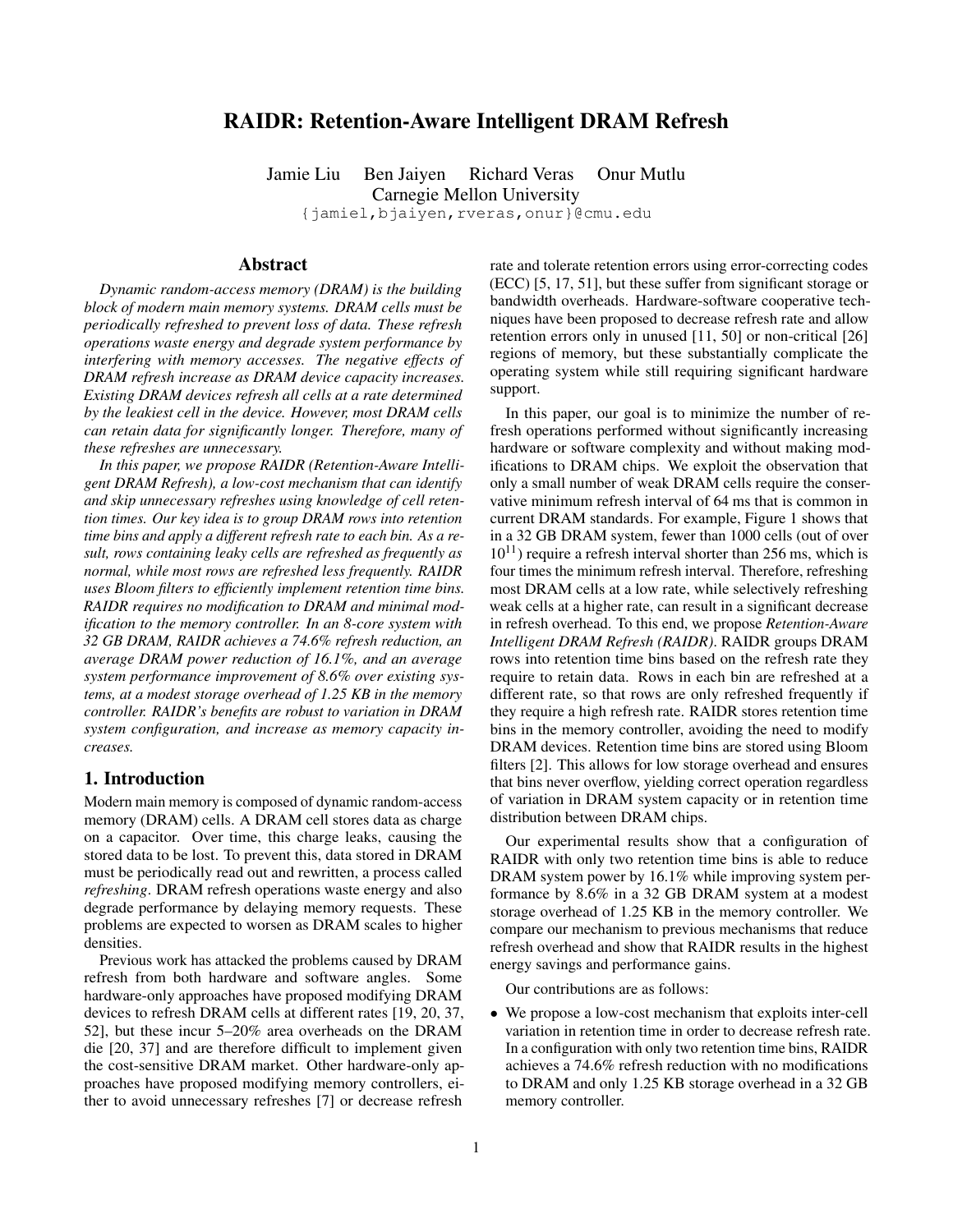# RAIDR: Retention-Aware Intelligent DRAM Refresh

Jamie Liu Ben Jaiyen Richard Veras Onur Mutlu
Carnegie Mellon University
{jamiel,bjaiyen,rveras,onur}@cmu.edu

## Abstract

*Dynamic random-access memory (DRAM) is the building block of modern main memory systems. DRAM cells must be periodically refreshed to prevent loss of data. These refresh operations waste energy and degrade system performance by interfering with memory accesses. The negative effects of DRAM refresh increase as DRAM device capacity increases. Existing DRAM devices refresh all cells at a rate determined by the leakiest cell in the device. However, most DRAM cells can retain data for significantly longer. Therefore, many of these refreshes are unnecessary.*

*In this paper, we propose RAIDR (Retention-Aware Intelligent DRAM Refresh), a low-cost mechanism that can identify and skip unnecessary refreshes using knowledge of cell retention times. Our key idea is to group DRAM rows into retention time bins and apply a different refresh rate to each bin. As a result, rows containing leaky cells are refreshed as frequently as normal, while most rows are refreshed less frequently. RAIDR uses Bloom filters to efficiently implement retention time bins. RAIDR requires no modification to DRAM and minimal modification to the memory controller. In an 8-core system with 32 GB DRAM, RAIDR achieves a 74.6% refresh reduction, an average DRAM power reduction of 16.1%, and an average system performance improvement of 8.6% over existing systems, at a modest storage overhead of 1.25 KB in the memory controller. RAIDR's benefits are robust to variation in DRAM system configuration, and increase as memory capacity increases.*

## 1. Introduction

Modern main memory is composed of dynamic random-access memory (DRAM) cells. A DRAM cell stores data as charge on a capacitor. Over time, this charge leaks, causing the stored data to be lost. To prevent this, data stored in DRAM must be periodically read out and rewritten, a process called *refreshing*. DRAM refresh operations waste energy and also degrade performance by delaying memory requests. These problems are expected to worsen as DRAM scales to higher densities.

Previous work has attacked the problems caused by DRAM refresh from both hardware and software angles. Some hardware-only approaches have proposed modifying DRAM devices to refresh DRAM cells at different rates [19, 20, 37, 52], but these incur 5–20% area overheads on the DRAM die [20, 37] and are therefore difficult to implement given the cost-sensitive DRAM market. Other hardware-only approaches have proposed modifying memory controllers, either to avoid unnecessary refreshes [7] or decrease refresh rate and tolerate retention errors using error-correcting codes (ECC) [5, 17, 51], but these suffer from significant storage or bandwidth overheads. Hardware-software cooperative techniques have been proposed to decrease refresh rate and allow retention errors only in unused [11, 50] or non-critical [26] regions of memory, but these substantially complicate the operating system while still requiring significant hardware support.

In this paper, our goal is to minimize the number of refresh operations performed without significantly increasing hardware or software complexity and without making modifications to DRAM chips. We exploit the observation that only a small number of weak DRAM cells require the conservative minimum refresh interval of 64 ms that is common in current DRAM standards. For example, Figure 1 shows that in a 32 GB DRAM system, fewer than 1000 cells (out of over $10^{11}$) require a refresh interval shorter than 256 ms, which is four times the minimum refresh interval. Therefore, refreshing most DRAM cells at a low rate, while selectively refreshing weak cells at a higher rate, can result in a significant decrease in refresh overhead. To this end, we propose *Retention-Aware Intelligent DRAM Refresh (RAIDR)*. RAIDR groups DRAM rows into retention time bins based on the refresh rate they require to retain data. Rows in each bin are refreshed at a different rate, so that rows are only refreshed frequently if they require a high refresh rate. RAIDR stores retention time bins in the memory controller, avoiding the need to modify DRAM devices. Retention time bins are stored using Bloom filters [2]. This allows for low storage overhead and ensures that bins never overflow, yielding correct operation regardless of variation in DRAM system capacity or in retention time distribution between DRAM chips.

Our experimental results show that a configuration of RAIDR with only two retention time bins is able to reduce DRAM system power by 16.1% while improving system performance by 8.6% in a 32 GB DRAM system at a modest storage overhead of 1.25 KB in the memory controller. We compare our mechanism to previous mechanisms that reduce refresh overhead and show that RAIDR results in the highest energy savings and performance gains.

Our contributions are as follows:

- We propose a low-cost mechanism that exploits inter-cell variation in retention time in order to decrease refresh rate. In a configuration with only two retention time bins, RAIDR achieves a 74.6% refresh reduction with no modifications to DRAM and only 1.25 KB storage overhead in a 32 GB memory controller.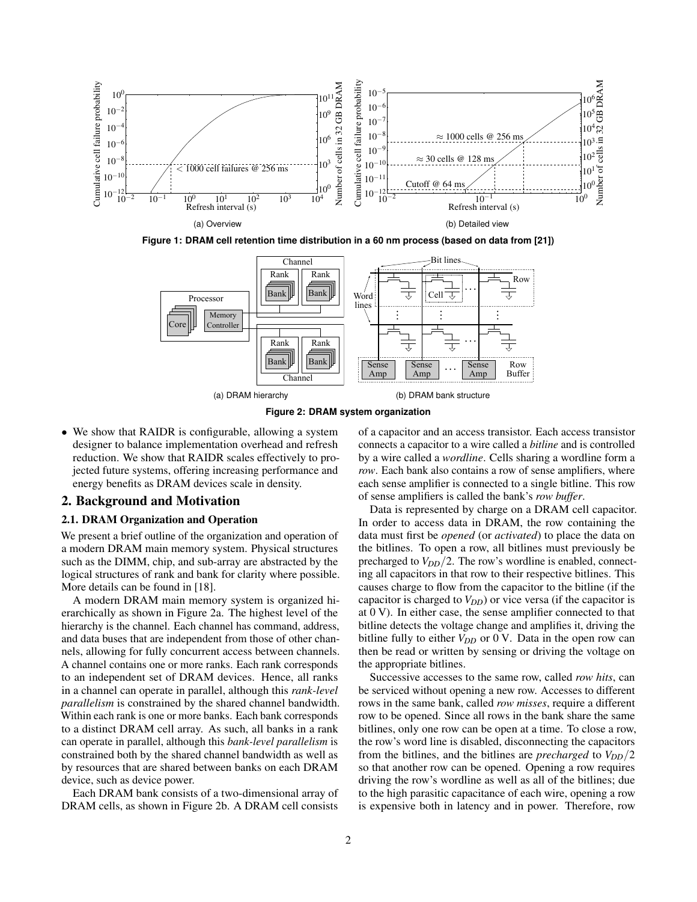(a) Overview

(b) Detailed view

**Figure 1: DRAM cell retention time distribution in a 60 nm process (based on data from [21])**

(a) DRAM hierarchy

(b) DRAM bank structure

**Figure 2: DRAM system organization**

- We show that RAIDR is configurable, allowing a system designer to balance implementation overhead and refresh reduction. We show that RAIDR scales effectively to projected future systems, offering increasing performance and energy benefits as DRAM devices scale in density.

## 2. Background and Motivation

### 2.1. DRAM Organization and Operation

We present a brief outline of the organization and operation of a modern DRAM main memory system. Physical structures such as the DIMM, chip, and sub-array are abstracted by the logical structures of rank and bank for clarity where possible. More details can be found in [18].

A modern DRAM main memory system is organized hierarchically as shown in Figure 2a. The highest level of the hierarchy is the channel. Each channel has command, address, and data buses that are independent from those of other channels, allowing for fully concurrent access between channels. A channel contains one or more ranks. Each rank corresponds to an independent set of DRAM devices. Hence, all ranks in a channel can operate in parallel, although this *rank-level parallelism* is constrained by the shared channel bandwidth. Within each rank is one or more banks. Each bank corresponds to a distinct DRAM cell array. As such, all banks in a rank can operate in parallel, although this *bank-level parallelism* is constrained both by the shared channel bandwidth as well as by resources that are shared between banks on each DRAM device, such as device power.

Each DRAM bank consists of a two-dimensional array of DRAM cells, as shown in Figure 2b. A DRAM cell consists of a capacitor and an access transistor. Each access transistor connects a capacitor to a wire called a *bitline* and is controlled by a wire called a *wordline*. Cells sharing a wordline form a *row*. Each bank also contains a row of sense amplifiers, where each sense amplifier is connected to a single bitline. This row of sense amplifiers is called the bank's *row buffer*.

Data is represented by charge on a DRAM cell capacitor. In order to access data in DRAM, the row containing the data must first be *opened* (or *activated*) to place the data on the bitlines. To open a row, all bitlines must previously be precharged to $V_{DD}/2$. The row's wordline is enabled, connecting all capacitors in that row to their respective bitlines. This causes charge to flow from the capacitor to the bitline (if the capacitor is charged to $V_{DD}$) or vice versa (if the capacitor is at 0 V). In either case, the sense amplifier connected to that bitline detects the voltage change and amplifies it, driving the bitline fully to either $V_{DD}$ or 0 V. Data in the open row can then be read or written by sensing or driving the voltage on the appropriate bitlines.

Successive accesses to the same row, called *row hits*, can be serviced without opening a new row. Accesses to different rows in the same bank, called *row misses*, require a different row to be opened. Since all rows in the bank share the same bitlines, only one row can be open at a time. To close a row, the row's word line is disabled, disconnecting the capacitors from the bitlines, and the bitlines are *precharged* to $V_{DD}/2$ so that another row can be opened. Opening a row requires driving the row's wordline as well as all of the bitlines; due to the high parasitic capacitance of each wire, opening a row is expensive both in latency and in power. Therefore, row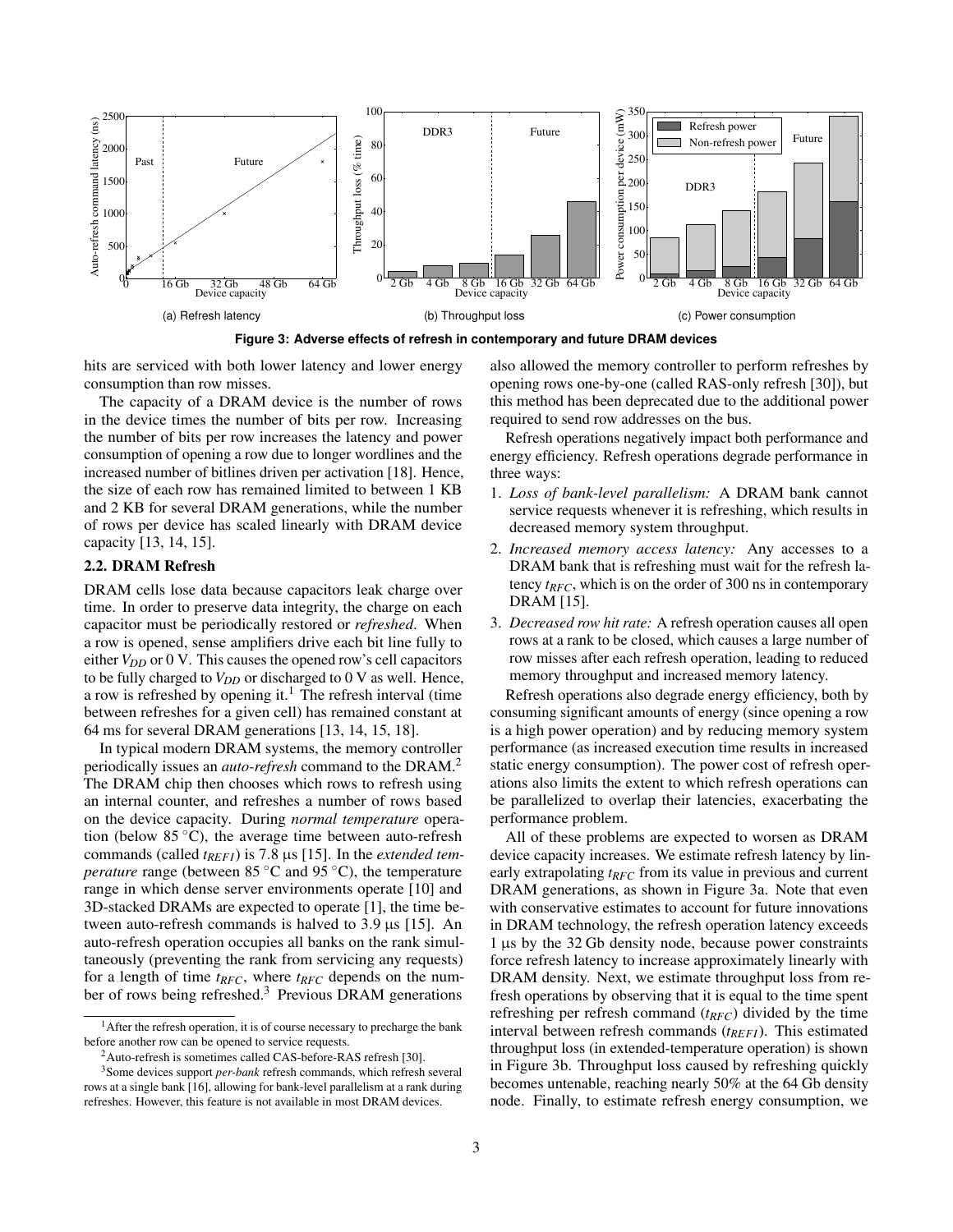Figure 3: Adverse effects of refresh in contemporary and future DRAM devices

(a) Refresh latency (b) Throughput loss (c) Power consumption

hits are serviced with both lower latency and lower energy consumption than row misses.

The capacity of a DRAM device is the number of rows in the device times the number of bits per row. Increasing the number of bits per row increases the latency and power consumption of opening a row due to longer wordlines and the increased number of bitlines driven per activation [18]. Hence, the size of each row has remained limited to between 1 KB and 2 KB for several DRAM generations, while the number of rows per device has scaled linearly with DRAM device capacity [13, 14, 15].

## 2.2. DRAM Refresh

DRAM cells lose data because capacitors leak charge over time. In order to preserve data integrity, the charge on each capacitor must be periodically restored or *refreshed*. When a row is opened, sense amplifiers drive each bit line fully to either $V_{DD}$ or 0 V. This causes the opened row's cell capacitors to be fully charged to $V_{DD}$ or discharged to 0 V as well. Hence, a row is refreshed by opening it.[1] The refresh interval (time between refreshes for a given cell) has remained constant at 64 ms for several DRAM generations [13, 14, 15, 18].

In typical modern DRAM systems, the memory controller periodically issues an *auto-refresh* command to the DRAM.[2] The DRAM chip then chooses which rows to refresh using an internal counter, and refreshes a number of rows based on the device capacity. During *normal temperature* operation (below 85 °C), the average time between auto-refresh commands (called $t_{REFI}$) is 7.8 µs [15]. In the *extended temperature* range (between 85 °C and 95 °C), the temperature range in which dense server environments operate [10] and 3D-stacked DRAMs are expected to operate [1], the time between auto-refresh commands is halved to 3.9 µs [15]. An auto-refresh operation occupies all banks on the rank simultaneously (preventing the rank from servicing any requests) for a length of time $t_{RFC}$, where $t_{RFC}$ depends on the number of rows being refreshed.[3] Previous DRAM generations also allowed the memory controller to perform refreshes by opening rows one-by-one (called RAS-only refresh [30]), but this method has been deprecated due to the additional power required to send row addresses on the bus.

Refresh operations negatively impact both performance and energy efficiency. Refresh operations degrade performance in three ways:

1. *Loss of bank-level parallelism:* A DRAM bank cannot service requests whenever it is refreshing, which results in decreased memory system throughput.
2. *Increased memory access latency:* Any accesses to a DRAM bank that is refreshing must wait for the refresh latency $t_{RFC}$, which is on the order of 300 ns in contemporary DRAM [15].
3. *Decreased row hit rate:* A refresh operation causes all open rows at a rank to be closed, which causes a large number of row misses after each refresh operation, leading to reduced memory throughput and increased memory latency.

Refresh operations also degrade energy efficiency, both by consuming significant amounts of energy (since opening a row is a high power operation) and by reducing memory system performance (as increased execution time results in increased static energy consumption). The power cost of refresh operations also limits the extent to which refresh operations can be parallelized to overlap their latencies, exacerbating the performance problem.

All of these problems are expected to worsen as DRAM device capacity increases. We estimate refresh latency by linearly extrapolating $t_{RFC}$ from its value in previous and current DRAM generations, as shown in Figure 3a. Note that even with conservative estimates to account for future innovations in DRAM technology, the refresh operation latency exceeds 1 µs by the 32 Gb density node, because power constraints force refresh latency to increase approximately linearly with DRAM density. Next, we estimate throughput loss from refresh operations by observing that it is equal to the time spent refreshing per refresh command ($t_{RFC}$) divided by the time interval between refresh commands ($t_{REFI}$). This estimated throughput loss (in extended-temperature operation) is shown in Figure 3b. Throughput loss caused by refreshing quickly becomes untenable, reaching nearly 50% at the 64 Gb density node. Finally, to estimate refresh energy consumption, we

[1] After the refresh operation, it is of course necessary to precharge the bank before another row can be opened to service requests.

[2] Auto-refresh is sometimes called CAS-before-RAS refresh [30].

[3] Some devices support *per-bank* refresh commands, which refresh several rows at a single bank [16], allowing for bank-level parallelism at a rank during refreshes. However, this feature is not available in most DRAM devices.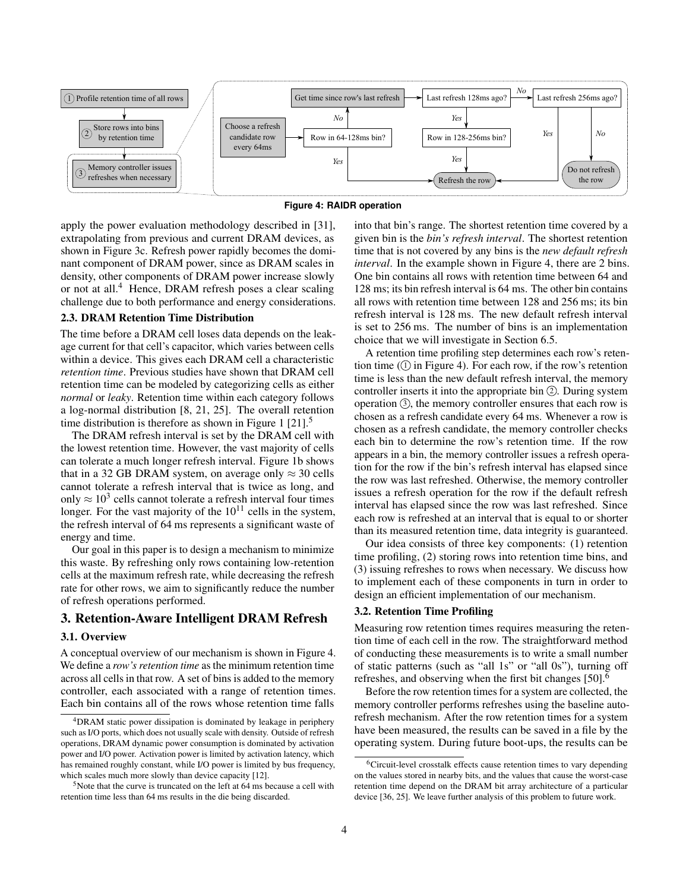Figure 4: RAIDR operation

apply the power evaluation methodology described in [31], extrapolating from previous and current DRAM devices, as shown in Figure 3c. Refresh power rapidly becomes the dominant component of DRAM power, since as DRAM scales in density, other components of DRAM power increase slowly or not at all.[4] Hence, DRAM refresh poses a clear scaling challenge due to both performance and energy considerations.

### 2.3. DRAM Retention Time Distribution

The time before a DRAM cell loses data depends on the leakage current for that cell's capacitor, which varies between cells within a device. This gives each DRAM cell a characteristic *retention time*. Previous studies have shown that DRAM cell retention time can be modeled by categorizing cells as either *normal* or *leaky*. Retention time within each category follows a log-normal distribution [8, 21, 25]. The overall retention time distribution is therefore as shown in Figure 1 [21].[5]

The DRAM refresh interval is set by the DRAM cell with the lowest retention time. However, the vast majority of cells can tolerate a much longer refresh interval. Figure 1b shows that in a 32 GB DRAM system, on average only $\approx 30$ cells cannot tolerate a refresh interval that is twice as long, and only $\approx 10^3$ cells cannot tolerate a refresh interval four times longer. For the vast majority of the $10^{11}$ cells in the system, the refresh interval of 64 ms represents a significant waste of energy and time.

Our goal in this paper is to design a mechanism to minimize this waste. By refreshing only rows containing low-retention cells at the maximum refresh rate, while decreasing the refresh rate for other rows, we aim to significantly reduce the number of refresh operations performed.

## 3. Retention-Aware Intelligent DRAM Refresh

### 3.1. Overview

A conceptual overview of our mechanism is shown in Figure 4. We define a *row's retention time* as the minimum retention time across all cells in that row. A set of bins is added to the memory controller, each associated with a range of retention times. Each bin contains all of the rows whose retention time falls into that bin's range. The shortest retention time covered by a given bin is the *bin's refresh interval*. The shortest retention time that is not covered by any bins is the *new default refresh interval*. In the example shown in Figure 4, there are 2 bins. One bin contains all rows with retention time between 64 and 128 ms; its bin refresh interval is 64 ms. The other bin contains all rows with retention time between 128 and 256 ms; its bin refresh interval is 128 ms. The new default refresh interval is set to 256 ms. The number of bins is an implementation choice that we will investigate in Section 6.5.

A retention time profiling step determines each row's retention time (① in Figure 4). For each row, if the row's retention time is less than the new default refresh interval, the memory controller inserts it into the appropriate bin ②. During system operation ③, the memory controller ensures that each row is chosen as a refresh candidate every 64 ms. Whenever a row is chosen as a refresh candidate, the memory controller checks each bin to determine the row's retention time. If the row appears in a bin, the memory controller issues a refresh operation for the row if the bin's refresh interval has elapsed since the row was last refreshed. Otherwise, the memory controller issues a refresh operation for the row if the default refresh interval has elapsed since the row was last refreshed. Since each row is refreshed at an interval that is equal to or shorter than its measured retention time, data integrity is guaranteed.

Our idea consists of three key components: (1) retention time profiling, (2) storing rows into retention time bins, and (3) issuing refreshes to rows when necessary. We discuss how to implement each of these components in turn in order to design an efficient implementation of our mechanism.

### 3.2. Retention Time Profiling

Measuring row retention times requires measuring the retention time of each cell in the row. The straightforward method of conducting these measurements is to write a small number of static patterns (such as "all 1s" or "all 0s"), turning off refreshes, and observing when the first bit changes [50].[6]

Before the row retention times for a system are collected, the memory controller performs refreshes using the baseline auto-refresh mechanism. After the row retention times for a system have been measured, the results can be saved in a file by the operating system. During future boot-ups, the results can be

[4] DRAM static power dissipation is dominated by leakage in periphery such as I/O ports, which does not usually scale with density. Outside of refresh operations, DRAM dynamic power consumption is dominated by activation power and I/O power. Activation power is limited by activation latency, which has remained roughly constant, while I/O power is limited by bus frequency, which scales much more slowly than device capacity [12].

[5] Note that the curve is truncated on the left at 64 ms because a cell with retention time less than 64 ms results in the die being discarded.

[6] Circuit-level crosstalk effects cause retention times to vary depending on the values stored in nearby bits, and the values that cause the worst-case retention time depend on the DRAM bit array architecture of a particular device [36, 25]. We leave further analysis of this problem to future work.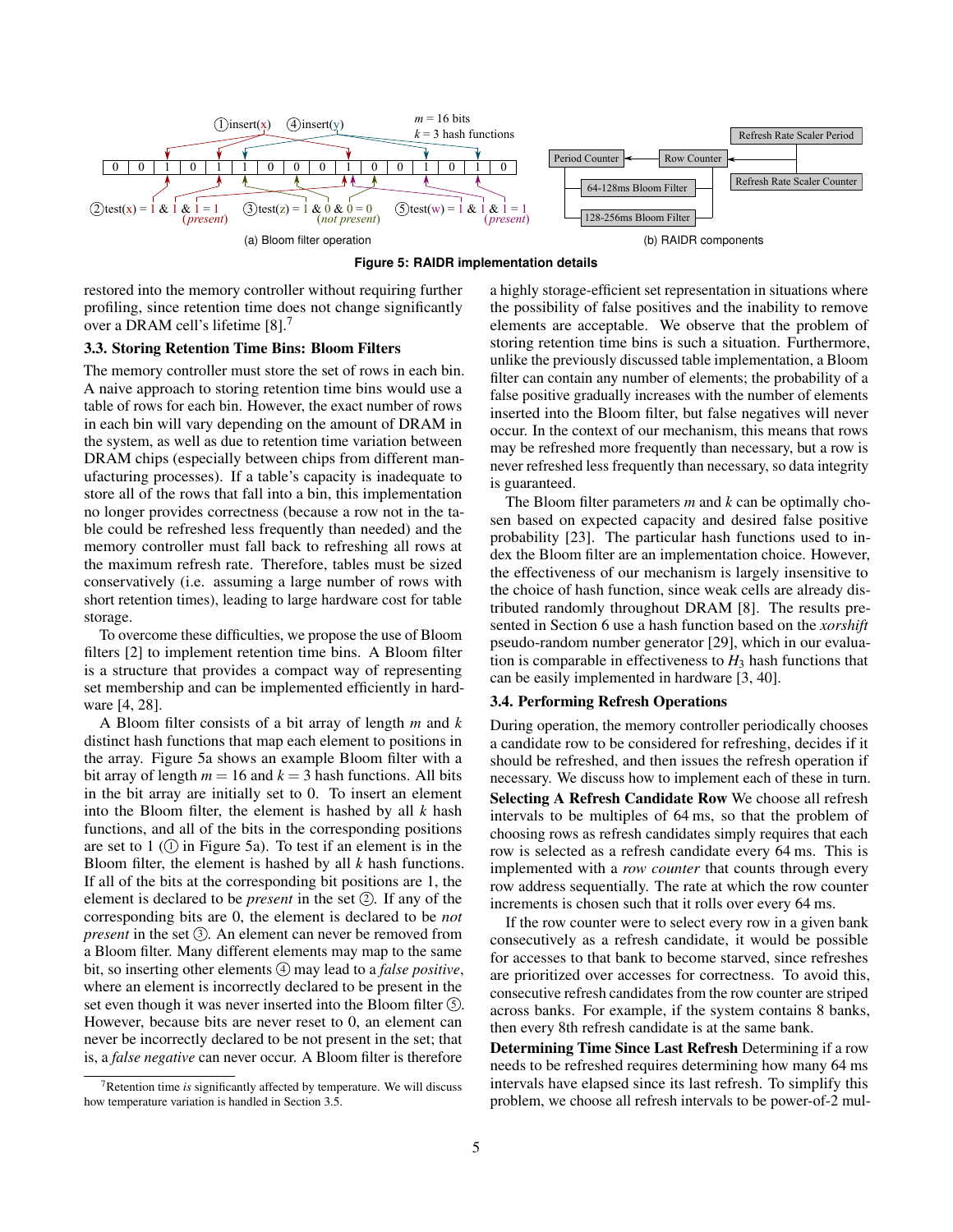Figure 5: RAIDR implementation details

(a) Bloom filter operation

(b) RAIDR components

restored into the memory controller without requiring further profiling, since retention time does not change significantly over a DRAM cell's lifetime [8].[7]

### 3.3. Storing Retention Time Bins: Bloom Filters

The memory controller must store the set of rows in each bin. A naive approach to storing retention time bins would use a table of rows for each bin. However, the exact number of rows in each bin will vary depending on the amount of DRAM in the system, as well as due to retention time variation between DRAM chips (especially between chips from different manufacturing processes). If a table's capacity is inadequate to store all of the rows that fall into a bin, this implementation no longer provides correctness (because a row not in the table could be refreshed less frequently than needed) and the memory controller must fall back to refreshing all rows at the maximum refresh rate. Therefore, tables must be sized conservatively (i.e. assuming a large number of rows with short retention times), leading to large hardware cost for table storage.

To overcome these difficulties, we propose the use of Bloom filters [2] to implement retention time bins. A Bloom filter is a structure that provides a compact way of representing set membership and can be implemented efficiently in hardware [4, 28].

A Bloom filter consists of a bit array of length $m$ and $k$ distinct hash functions that map each element to positions in the array. Figure 5a shows an example Bloom filter with a bit array of length $m = 16$ and $k = 3$ hash functions. All bits in the bit array are initially set to 0. To insert an element into the Bloom filter, the element is hashed by all $k$ hash functions, and all of the bits in the corresponding positions are set to 1 (① in Figure 5a). To test if an element is in the Bloom filter, the element is hashed by all $k$ hash functions. If all of the bits at the corresponding bit positions are 1, the element is declared to be *present* in the set ②. If any of the corresponding bits are 0, the element is declared to be *not present* in the set ③. An element can never be removed from a Bloom filter. Many different elements may map to the same bit, so inserting other elements ④ may lead to a *false positive*, where an element is incorrectly declared to be present in the set even though it was never inserted into the Bloom filter ⑤. However, because bits are never reset to 0, an element can never be incorrectly declared to be not present in the set; that is, a *false negative* can never occur. A Bloom filter is therefore a highly storage-efficient set representation in situations where the possibility of false positives and the inability to remove elements are acceptable. We observe that the problem of storing retention time bins is such a situation. Furthermore, unlike the previously discussed table implementation, a Bloom filter can contain any number of elements; the probability of a false positive gradually increases with the number of elements inserted into the Bloom filter, but false negatives will never occur. In the context of our mechanism, this means that rows may be refreshed more frequently than necessary, but a row is never refreshed less frequently than necessary, so data integrity is guaranteed.

The Bloom filter parameters $m$ and $k$ can be optimally chosen based on expected capacity and desired false positive probability [23]. The particular hash functions used to index the Bloom filter are an implementation choice. However, the effectiveness of our mechanism is largely insensitive to the choice of hash function, since weak cells are already distributed randomly throughout DRAM [8]. The results presented in Section 6 use a hash function based on the *xorshift* pseudo-random number generator [29], which in our evaluation is comparable in effectiveness to $H_3$ hash functions that can be easily implemented in hardware [3, 40].

### 3.4. Performing Refresh Operations

During operation, the memory controller periodically chooses a candidate row to be considered for refreshing, decides if it should be refreshed, and then issues the refresh operation if necessary. We discuss how to implement each of these in turn.

**Selecting A Refresh Candidate Row** We choose all refresh intervals to be multiples of 64 ms, so that the problem of choosing rows as refresh candidates simply requires that each row is selected as a refresh candidate every 64 ms. This is implemented with a *row counter* that counts through every row address sequentially. The rate at which the row counter increments is chosen such that it rolls over every 64 ms.

If the row counter were to select every row in a given bank consecutively as a refresh candidate, it would be possible for accesses to that bank to become starved, since refreshes are prioritized over accesses for correctness. To avoid this, consecutive refresh candidates from the row counter are striped across banks. For example, if the system contains 8 banks, then every 8th refresh candidate is at the same bank.

**Determining Time Since Last Refresh** Determining if a row needs to be refreshed requires determining how many 64 ms intervals have elapsed since its last refresh. To simplify this problem, we choose all refresh intervals to be power-of-2 mul-

[7] Retention time *is* significantly affected by temperature. We will discuss how temperature variation is handled in Section 3.5.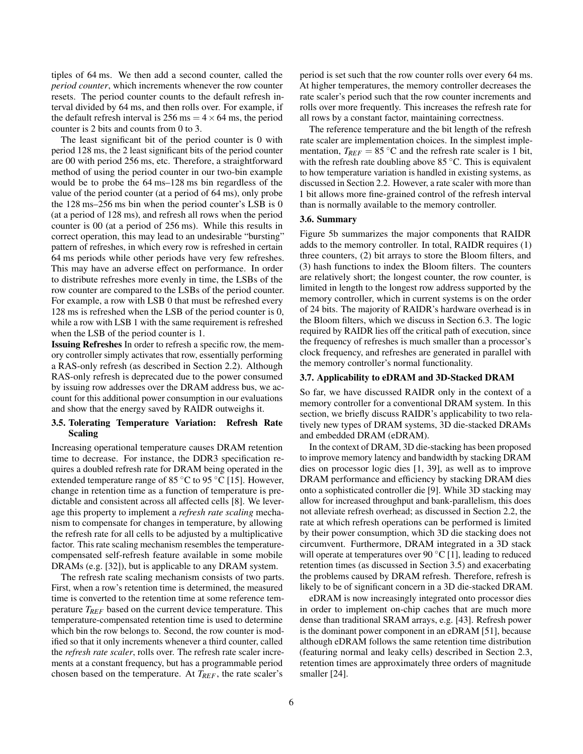tiples of 64 ms. We then add a second counter, called the *period counter*, which increments whenever the row counter resets. The period counter counts to the default refresh interval divided by 64 ms, and then rolls over. For example, if the default refresh interval is 256 ms $= 4 \times 64$ ms, the period counter is 2 bits and counts from 0 to 3.

The least significant bit of the period counter is 0 with period 128 ms, the 2 least significant bits of the period counter are 00 with period 256 ms, etc. Therefore, a straightforward method of using the period counter in our two-bin example would be to probe the 64 ms–128 ms bin regardless of the value of the period counter (at a period of 64 ms), only probe the 128 ms–256 ms bin when the period counter's LSB is 0 (at a period of 128 ms), and refresh all rows when the period counter is 00 (at a period of 256 ms). While this results in correct operation, this may lead to an undesirable "bursting" pattern of refreshes, in which every row is refreshed in certain 64 ms periods while other periods have very few refreshes. This may have an adverse effect on performance. In order to distribute refreshes more evenly in time, the LSBs of the row counter are compared to the LSBs of the period counter. For example, a row with LSB 0 that must be refreshed every 128 ms is refreshed when the LSB of the period counter is 0, while a row with LSB 1 with the same requirement is refreshed when the LSB of the period counter is 1.

**Issuing Refreshes** In order to refresh a specific row, the memory controller simply activates that row, essentially performing a RAS-only refresh (as described in Section 2.2). Although RAS-only refresh is deprecated due to the power consumed by issuing row addresses over the DRAM address bus, we account for this additional power consumption in our evaluations and show that the energy saved by RAIDR outweighs it.

### 3.5. Tolerating Temperature Variation: Refresh Rate Scaling

Increasing operational temperature causes DRAM retention time to decrease. For instance, the DDR3 specification requires a doubled refresh rate for DRAM being operated in the extended temperature range of 85 °C to 95 °C [15]. However, change in retention time as a function of temperature is predictable and consistent across all affected cells [8]. We leverage this property to implement a *refresh rate scaling* mechanism to compensate for changes in temperature, by allowing the refresh rate for all cells to be adjusted by a multiplicative factor. This rate scaling mechanism resembles the temperature-compensated self-refresh feature available in some mobile DRAMs (e.g. [32]), but is applicable to any DRAM system.

The refresh rate scaling mechanism consists of two parts. First, when a row's retention time is determined, the measured time is converted to the retention time at some reference temperature $T_{REF}$ based on the current device temperature. This temperature-compensated retention time is used to determine which bin the row belongs to. Second, the row counter is modified so that it only increments whenever a third counter, called the *refresh rate scaler*, rolls over. The refresh rate scaler increments at a constant frequency, but has a programmable period chosen based on the temperature. At $T_{REF}$, the rate scaler's period is set such that the row counter rolls over every 64 ms. At higher temperatures, the memory controller decreases the rate scaler's period such that the row counter increments and rolls over more frequently. This increases the refresh rate for all rows by a constant factor, maintaining correctness.

The reference temperature and the bit length of the refresh rate scaler are implementation choices. In the simplest implementation, $T_{REF} = 85$ °C and the refresh rate scaler is 1 bit, with the refresh rate doubling above 85 °C. This is equivalent to how temperature variation is handled in existing systems, as discussed in Section 2.2. However, a rate scaler with more than 1 bit allows more fine-grained control of the refresh interval than is normally available to the memory controller.

### 3.6. Summary

Figure 5b summarizes the major components that RAIDR adds to the memory controller. In total, RAIDR requires (1) three counters, (2) bit arrays to store the Bloom filters, and (3) hash functions to index the Bloom filters. The counters are relatively short; the longest counter, the row counter, is limited in length to the longest row address supported by the memory controller, which in current systems is on the order of 24 bits. The majority of RAIDR's hardware overhead is in the Bloom filters, which we discuss in Section 6.3. The logic required by RAIDR lies off the critical path of execution, since the frequency of refreshes is much smaller than a processor's clock frequency, and refreshes are generated in parallel with the memory controller's normal functionality.

### 3.7. Applicability to eDRAM and 3D-Stacked DRAM

So far, we have discussed RAIDR only in the context of a memory controller for a conventional DRAM system. In this section, we briefly discuss RAIDR's applicability to two relatively new types of DRAM systems, 3D die-stacked DRAMs and embedded DRAM (eDRAM).

In the context of DRAM, 3D die-stacking has been proposed to improve memory latency and bandwidth by stacking DRAM dies on processor logic dies [1, 39], as well as to improve DRAM performance and efficiency by stacking DRAM dies onto a sophisticated controller die [9]. While 3D stacking may allow for increased throughput and bank-parallelism, this does not alleviate refresh overhead; as discussed in Section 2.2, the rate at which refresh operations can be performed is limited by their power consumption, which 3D die stacking does not circumvent. Furthermore, DRAM integrated in a 3D stack will operate at temperatures over 90 °C [1], leading to reduced retention times (as discussed in Section 3.5) and exacerbating the problems caused by DRAM refresh. Therefore, refresh is likely to be of significant concern in a 3D die-stacked DRAM.

eDRAM is now increasingly integrated onto processor dies in order to implement on-chip caches that are much more dense than traditional SRAM arrays, e.g. [43]. Refresh power is the dominant power component in an eDRAM [51], because although eDRAM follows the same retention time distribution (featuring normal and leaky cells) described in Section 2.3, retention times are approximately three orders of magnitude smaller [24].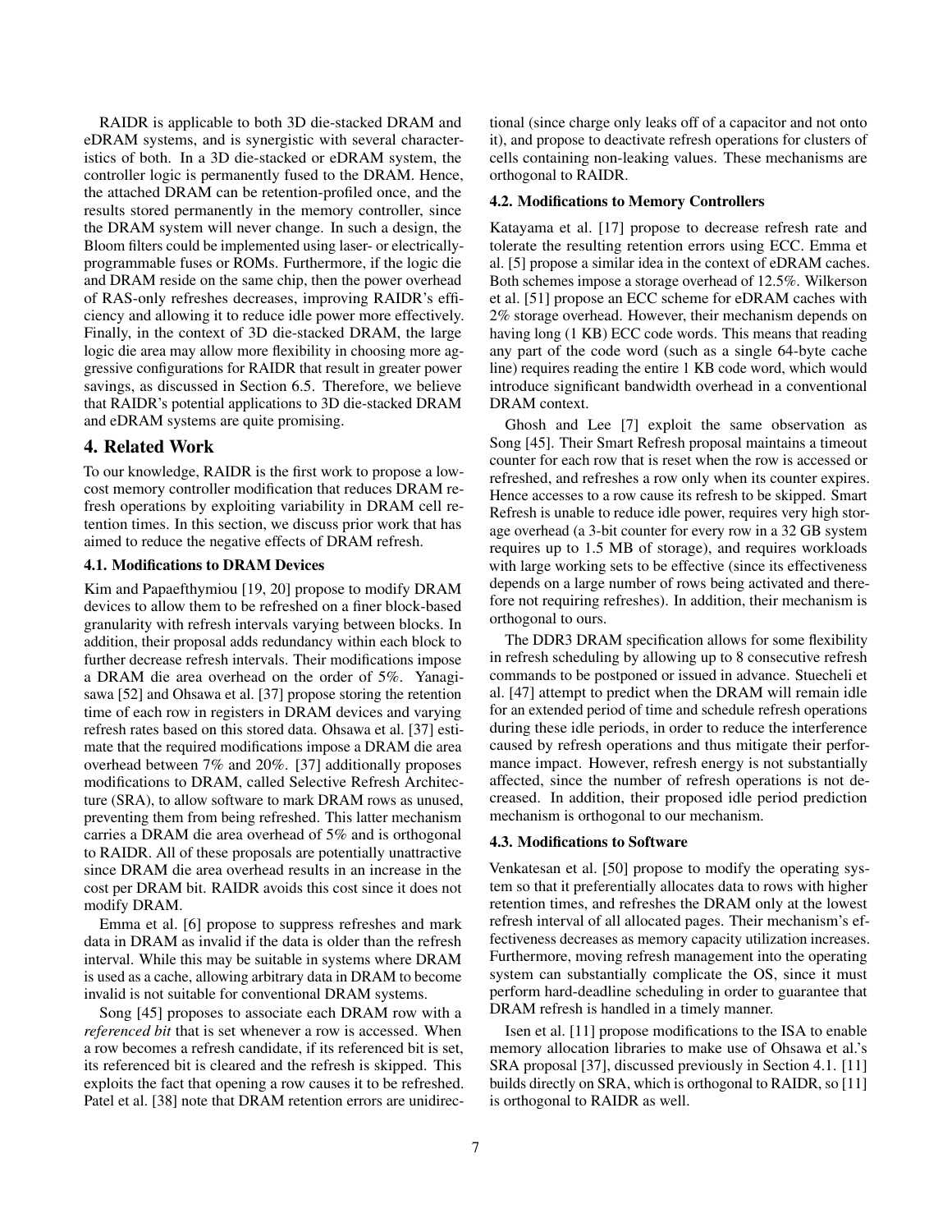RAIDR is applicable to both 3D die-stacked DRAM and eDRAM systems, and is synergistic with several characteristics of both. In a 3D die-stacked or eDRAM system, the controller logic is permanently fused to the DRAM. Hence, the attached DRAM can be retention-profiled once, and the results stored permanently in the memory controller, since the DRAM system will never change. In such a design, the Bloom filters could be implemented using laser- or electrically-programmable fuses or ROMs. Furthermore, if the logic die and DRAM reside on the same chip, then the power overhead of RAS-only refreshes decreases, improving RAIDR's efficiency and allowing it to reduce idle power more effectively. Finally, in the context of 3D die-stacked DRAM, the large logic die area may allow more flexibility in choosing more aggressive configurations for RAIDR that result in greater power savings, as discussed in Section 6.5. Therefore, we believe that RAIDR's potential applications to 3D die-stacked DRAM and eDRAM systems are quite promising.

## 4. Related Work

To our knowledge, RAIDR is the first work to propose a low-cost memory controller modification that reduces DRAM refresh operations by exploiting variability in DRAM cell retention times. In this section, we discuss prior work that has aimed to reduce the negative effects of DRAM refresh.

### 4.1. Modifications to DRAM Devices

Kim and Papaefthymiou [19, 20] propose to modify DRAM devices to allow them to be refreshed on a finer block-based granularity with refresh intervals varying between blocks. In addition, their proposal adds redundancy within each block to further decrease refresh intervals. Their modifications impose a DRAM die area overhead on the order of 5%. Yanagisawa [52] and Ohsawa et al. [37] propose storing the retention time of each row in registers in DRAM devices and varying refresh rates based on this stored data. Ohsawa et al. [37] estimate that the required modifications impose a DRAM die area overhead between 7% and 20%. [37] additionally proposes modifications to DRAM, called Selective Refresh Architecture (SRA), to allow software to mark DRAM rows as unused, preventing them from being refreshed. This latter mechanism carries a DRAM die area overhead of 5% and is orthogonal to RAIDR. All of these proposals are potentially unattractive since DRAM die area overhead results in an increase in the cost per DRAM bit. RAIDR avoids this cost since it does not modify DRAM.

Emma et al. [6] propose to suppress refreshes and mark data in DRAM as invalid if the data is older than the refresh interval. While this may be suitable in systems where DRAM is used as a cache, allowing arbitrary data in DRAM to become invalid is not suitable for conventional DRAM systems.

Song [45] proposes to associate each DRAM row with a *referenced bit* that is set whenever a row is accessed. When a row becomes a refresh candidate, if its referenced bit is set, its referenced bit is cleared and the refresh is skipped. This exploits the fact that opening a row causes it to be refreshed. Patel et al. [38] note that DRAM retention errors are unidirectional (since charge only leaks off of a capacitor and not onto it), and propose to deactivate refresh operations for clusters of cells containing non-leaking values. These mechanisms are orthogonal to RAIDR.

### 4.2. Modifications to Memory Controllers

Katayama et al. [17] propose to decrease refresh rate and tolerate the resulting retention errors using ECC. Emma et al. [5] propose a similar idea in the context of eDRAM caches. Both schemes impose a storage overhead of 12.5%. Wilkerson et al. [51] propose an ECC scheme for eDRAM caches with 2% storage overhead. However, their mechanism depends on having long (1 KB) ECC code words. This means that reading any part of the code word (such as a single 64-byte cache line) requires reading the entire 1 KB code word, which would introduce significant bandwidth overhead in a conventional DRAM context.

Ghosh and Lee [7] exploit the same observation as Song [45]. Their Smart Refresh proposal maintains a timeout counter for each row that is reset when the row is accessed or refreshed, and refreshes a row only when its counter expires. Hence accesses to a row cause its refresh to be skipped. Smart Refresh is unable to reduce idle power, requires very high storage overhead (a 3-bit counter for every row in a 32 GB system requires up to 1.5 MB of storage), and requires workloads with large working sets to be effective (since its effectiveness depends on a large number of rows being activated and therefore not requiring refreshes). In addition, their mechanism is orthogonal to ours.

The DDR3 DRAM specification allows for some flexibility in refresh scheduling by allowing up to 8 consecutive refresh commands to be postponed or issued in advance. Stuecheli et al. [47] attempt to predict when the DRAM will remain idle for an extended period of time and schedule refresh operations during these idle periods, in order to reduce the interference caused by refresh operations and thus mitigate their performance impact. However, refresh energy is not substantially affected, since the number of refresh operations is not decreased. In addition, their proposed idle period prediction mechanism is orthogonal to our mechanism.

### 4.3. Modifications to Software

Venkatesan et al. [50] propose to modify the operating system so that it preferentially allocates data to rows with higher retention times, and refreshes the DRAM only at the lowest refresh interval of all allocated pages. Their mechanism's effectiveness decreases as memory capacity utilization increases. Furthermore, moving refresh management into the operating system can substantially complicate the OS, since it must perform hard-deadline scheduling in order to guarantee that DRAM refresh is handled in a timely manner.

Isen et al. [11] propose modifications to the ISA to enable memory allocation libraries to make use of Ohsawa et al.'s SRA proposal [37], discussed previously in Section 4.1. [11] builds directly on SRA, which is orthogonal to RAIDR, so [11] is orthogonal to RAIDR as well.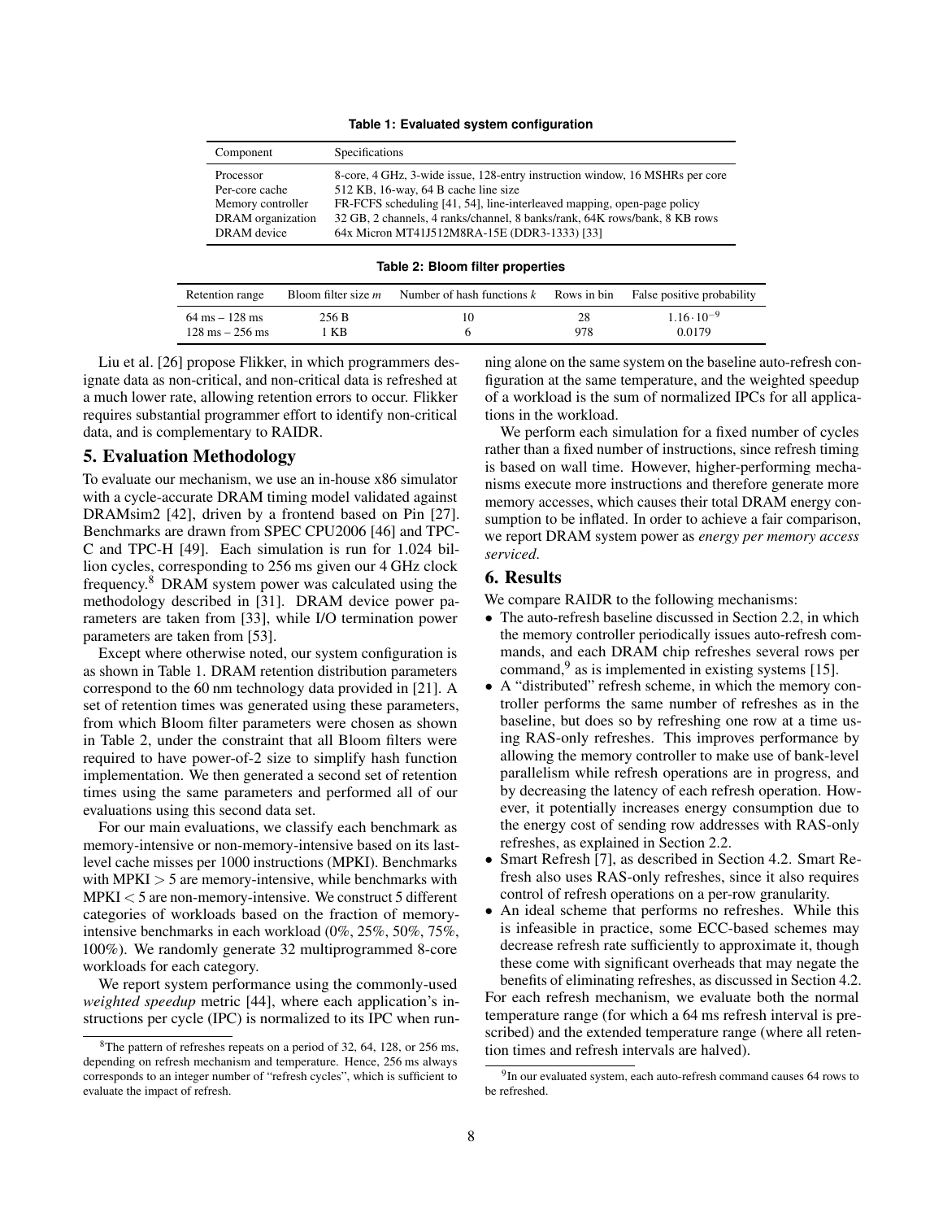**Table 1: Evaluated system configuration**

| Component | Specifications |
|---|---|
| Processor | 8-core, 4 GHz, 3-wide issue, 128-entry instruction window, 16 MSHRs per core |
| Per-core cache | 512 KB, 16-way, 64 B cache line size |
| Memory controller | FR-FCFS scheduling [41, 54], line-interleaved mapping, open-page policy |
| DRAM organization | 32 GB, 2 channels, 4 ranks/channel, 8 banks/rank, 64K rows/bank, 8 KB rows |
| DRAM device | 64x Micron MT41J512M8RA-15E (DDR3-1333) [33] |

**Table 2: Bloom filter properties**

| Retention range | Bloom filter size $m$ | Number of hash functions $k$ | Rows in bin | False positive probability |
|---|---|---|---|---|
| 64 ms – 128 ms | 256 B | 10 | 28 | $1.16 \cdot 10^{-9}$ |
| 128 ms – 256 ms | 1 KB | 6 | 978 | 0.0179 |

Liu et al. [26] propose Flikker, in which programmers designate data as non-critical, and non-critical data is refreshed at a much lower rate, allowing retention errors to occur. Flikker requires substantial programmer effort to identify non-critical data, and is complementary to RAIDR.

## 5. Evaluation Methodology

To evaluate our mechanism, we use an in-house x86 simulator with a cycle-accurate DRAM timing model validated against DRAMsim2 [42], driven by a frontend based on Pin [27]. Benchmarks are drawn from SPEC CPU2006 [46] and TPC-C and TPC-H [49]. Each simulation is run for 1.024 billion cycles, corresponding to 256 ms given our 4 GHz clock frequency.[8] DRAM system power was calculated using the methodology described in [31]. DRAM device power parameters are taken from [33], while I/O termination power parameters are taken from [53].

Except where otherwise noted, our system configuration is as shown in Table 1. DRAM retention distribution parameters correspond to the 60 nm technology data provided in [21]. A set of retention times was generated using these parameters, from which Bloom filter parameters were chosen as shown in Table 2, under the constraint that all Bloom filters were required to have power-of-2 size to simplify hash function implementation. We then generated a second set of retention times using the same parameters and performed all of our evaluations using this second data set.

For our main evaluations, we classify each benchmark as memory-intensive or non-memory-intensive based on its last-level cache misses per 1000 instructions (MPKI). Benchmarks with MPKI $> 5$ are memory-intensive, while benchmarks with MPKI $< 5$ are non-memory-intensive. We construct 5 different categories of workloads based on the fraction of memory-intensive benchmarks in each workload (0%, 25%, 50%, 75%, 100%). We randomly generate 32 multiprogrammed 8-core workloads for each category.

We report system performance using the commonly-used *weighted speedup* metric [44], where each application's instructions per cycle (IPC) is normalized to its IPC when running alone on the same system on the baseline auto-refresh configuration at the same temperature, and the weighted speedup of a workload is the sum of normalized IPCs for all applications in the workload.

We perform each simulation for a fixed number of cycles rather than a fixed number of instructions, since refresh timing is based on wall time. However, higher-performing mechanisms execute more instructions and therefore generate more memory accesses, which causes their total DRAM energy consumption to be inflated. In order to achieve a fair comparison, we report DRAM system power as *energy per memory access serviced*.

## 6. Results

We compare RAIDR to the following mechanisms:

- The auto-refresh baseline discussed in Section 2.2, in which the memory controller periodically issues auto-refresh commands, and each DRAM chip refreshes several rows per command,[9] as is implemented in existing systems [15].
- A "distributed" refresh scheme, in which the memory controller performs the same number of refreshes as in the baseline, but does so by refreshing one row at a time using RAS-only refreshes. This improves performance by allowing the memory controller to make use of bank-level parallelism while refresh operations are in progress, and by decreasing the latency of each refresh operation. However, it potentially increases energy consumption due to the energy cost of sending row addresses with RAS-only refreshes, as explained in Section 2.2.
- Smart Refresh [7], as described in Section 4.2. Smart Refresh also uses RAS-only refreshes, since it also requires control of refresh operations on a per-row granularity.
- An ideal scheme that performs no refreshes. While this is infeasible in practice, some ECC-based schemes may decrease refresh rate sufficiently to approximate it, though these come with significant overheads that may negate the benefits of eliminating refreshes, as discussed in Section 4.2.

For each refresh mechanism, we evaluate both the normal temperature range (for which a 64 ms refresh interval is prescribed) and the extended temperature range (where all retention times and refresh intervals are halved).

[8] The pattern of refreshes repeats on a period of 32, 64, 128, or 256 ms, depending on refresh mechanism and temperature. Hence, 256 ms always corresponds to an integer number of "refresh cycles", which is sufficient to evaluate the impact of refresh.

[9] In our evaluated system, each auto-refresh command causes 64 rows to be refreshed.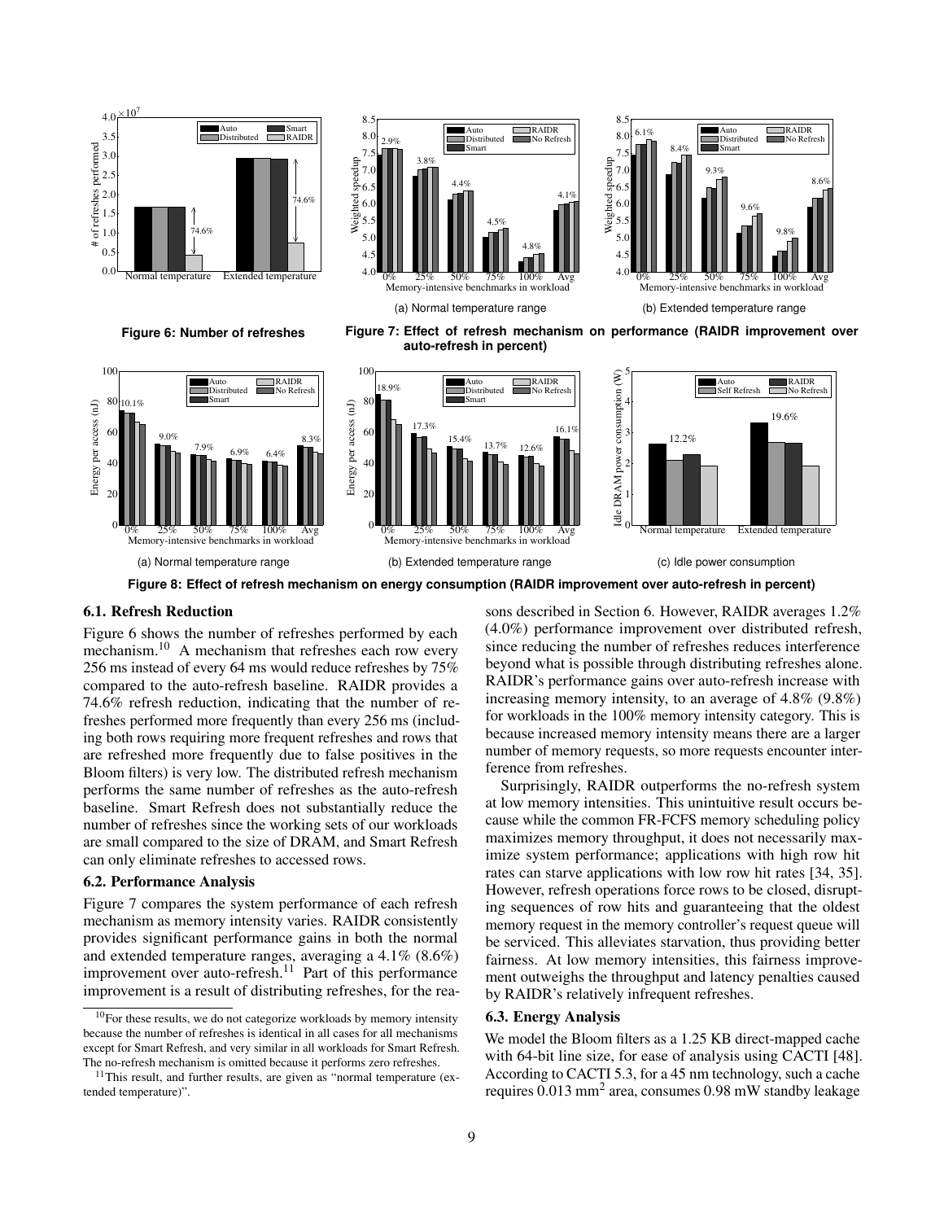Figure 6: Number of refreshes

(a) Normal temperature range

(b) Extended temperature range

Figure 7: Effect of refresh mechanism on performance (RAIDR improvement over auto-refresh in percent)

(a) Normal temperature range

(b) Extended temperature range

(c) Idle power consumption

Figure 8: Effect of refresh mechanism on energy consumption (RAIDR improvement over auto-refresh in percent)

### 6.1. Refresh Reduction

Figure 6 shows the number of refreshes performed by each mechanism.[10] A mechanism that refreshes each row every 256 ms instead of every 64 ms would reduce refreshes by 75% compared to the auto-refresh baseline. RAIDR provides a 74.6% refresh reduction, indicating that the number of refreshes performed more frequently than every 256 ms (including both rows requiring more frequent refreshes and rows that are refreshed more frequently due to false positives in the Bloom filters) is very low. The distributed refresh mechanism performs the same number of refreshes as the auto-refresh baseline. Smart Refresh does not substantially reduce the number of refreshes since the working sets of our workloads are small compared to the size of DRAM, and Smart Refresh can only eliminate refreshes to accessed rows.

### 6.2. Performance Analysis

Figure 7 compares the system performance of each refresh mechanism as memory intensity varies. RAIDR consistently provides significant performance gains in both the normal and extended temperature ranges, averaging a 4.1% (8.6%) improvement over auto-refresh.[11] Part of this performance improvement is a result of distributing refreshes, for the reasons described in Section 6. However, RAIDR averages 1.2% (4.0%) performance improvement over distributed refresh, since reducing the number of refreshes reduces interference beyond what is possible through distributing refreshes alone. RAIDR's performance gains over auto-refresh increase with increasing memory intensity, to an average of 4.8% (9.8%) for workloads in the 100% memory intensity category. This is because increased memory intensity means there are a larger number of memory requests, so more requests encounter interference from refreshes.

Surprisingly, RAIDR outperforms the no-refresh system at low memory intensities. This unintuitive result occurs because while the common FR-FCFS memory scheduling policy maximizes memory throughput, it does not necessarily maximize system performance; applications with high row hit rates can starve applications with low row hit rates [34, 35]. However, refresh operations force rows to be closed, disrupting sequences of row hits and guaranteeing that the oldest memory request in the memory controller's request queue will be serviced. This alleviates starvation, thus providing better fairness. At low memory intensities, this fairness improvement outweighs the throughput and latency penalties caused by RAIDR's relatively infrequent refreshes.

### 6.3. Energy Analysis

We model the Bloom filters as a 1.25 KB direct-mapped cache with 64-bit line size, for ease of analysis using CACTI [48]. According to CACTI 5.3, for a 45 nm technology, such a cache requires 0.013 mm$^2$ area, consumes 0.98 mW standby leakage

---

[10] For these results, we do not categorize workloads by memory intensity because the number of refreshes is identical in all cases for all mechanisms except for Smart Refresh, and very similar in all workloads for Smart Refresh. The no-refresh mechanism is omitted because it performs zero refreshes.

[11] This result, and further results, are given as "normal temperature (extended temperature)".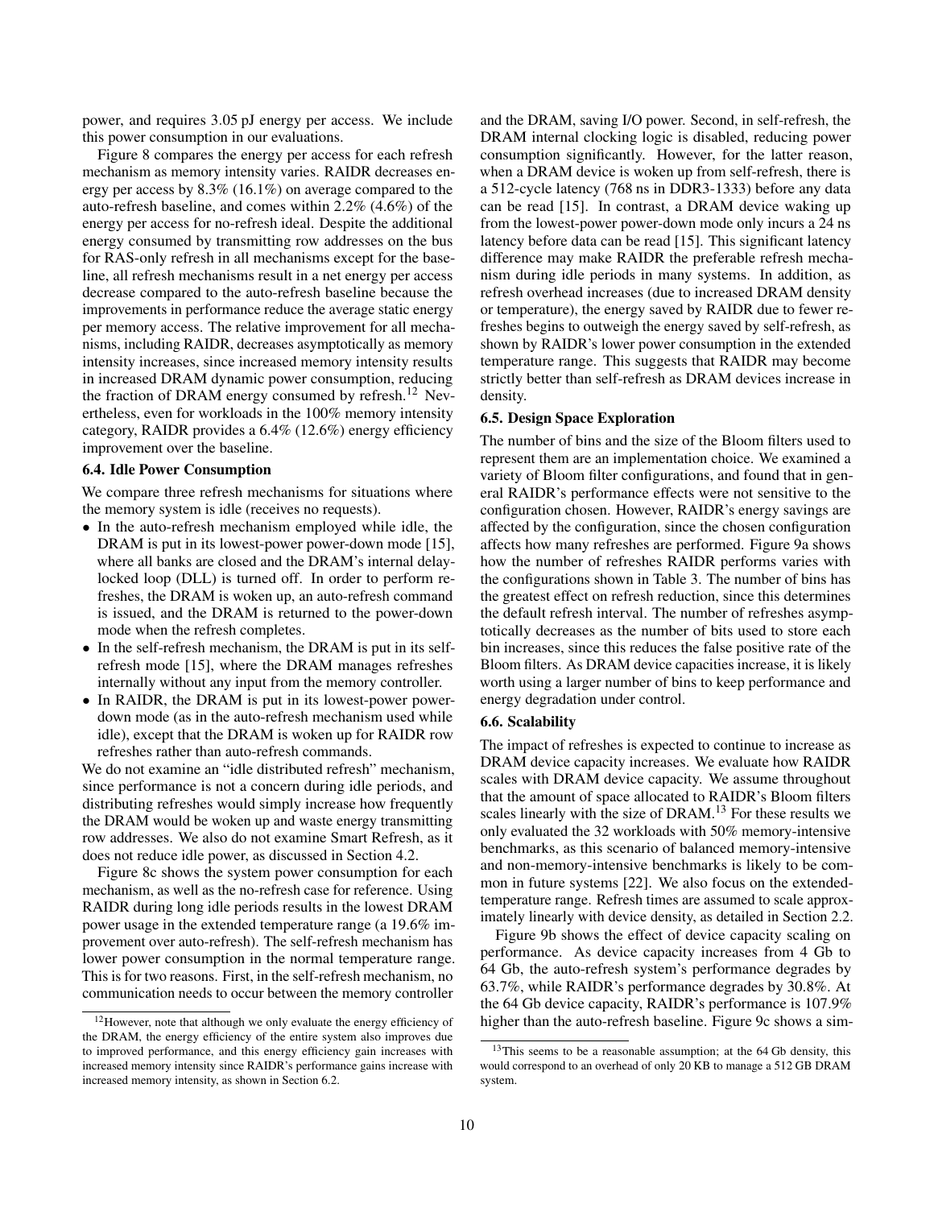power, and requires 3.05 pJ energy per access. We include this power consumption in our evaluations.

Figure 8 compares the energy per access for each refresh mechanism as memory intensity varies. RAIDR decreases energy per access by 8.3% (16.1%) on average compared to the auto-refresh baseline, and comes within 2.2% (4.6%) of the energy per access for no-refresh ideal. Despite the additional energy consumed by transmitting row addresses on the bus for RAS-only refresh in all mechanisms except for the baseline, all refresh mechanisms result in a net energy per access decrease compared to the auto-refresh baseline because the improvements in performance reduce the average static energy per memory access. The relative improvement for all mechanisms, including RAIDR, decreases asymptotically as memory intensity increases, since increased memory intensity results in increased DRAM dynamic power consumption, reducing the fraction of DRAM energy consumed by refresh.[12] Nevertheless, even for workloads in the 100% memory intensity category, RAIDR provides a 6.4% (12.6%) energy efficiency improvement over the baseline.

### 6.4. Idle Power Consumption

We compare three refresh mechanisms for situations where the memory system is idle (receives no requests).

- In the auto-refresh mechanism employed while idle, the DRAM is put in its lowest-power power-down mode [15], where all banks are closed and the DRAM's internal delay-locked loop (DLL) is turned off. In order to perform refreshes, the DRAM is woken up, an auto-refresh command is issued, and the DRAM is returned to the power-down mode when the refresh completes.
- In the self-refresh mechanism, the DRAM is put in its self-refresh mode [15], where the DRAM manages refreshes internally without any input from the memory controller.
- In RAIDR, the DRAM is put in its lowest-power power-down mode (as in the auto-refresh mechanism used while idle), except that the DRAM is woken up for RAIDR row refreshes rather than auto-refresh commands.

We do not examine an "idle distributed refresh" mechanism, since performance is not a concern during idle periods, and distributing refreshes would simply increase how frequently the DRAM would be woken up and waste energy transmitting row addresses. We also do not examine Smart Refresh, as it does not reduce idle power, as discussed in Section 4.2.

Figure 8c shows the system power consumption for each mechanism, as well as the no-refresh case for reference. Using RAIDR during long idle periods results in the lowest DRAM power usage in the extended temperature range (a 19.6% improvement over auto-refresh). The self-refresh mechanism has lower power consumption in the normal temperature range. This is for two reasons. First, in the self-refresh mechanism, no communication needs to occur between the memory controller and the DRAM, saving I/O power. Second, in self-refresh, the DRAM internal clocking logic is disabled, reducing power consumption significantly. However, for the latter reason, when a DRAM device is woken up from self-refresh, there is a 512-cycle latency (768 ns in DDR3-1333) before any data can be read [15]. In contrast, a DRAM device waking up from the lowest-power power-down mode only incurs a 24 ns latency before data can be read [15]. This significant latency difference may make RAIDR the preferable refresh mechanism during idle periods in many systems. In addition, as refresh overhead increases (due to increased DRAM density or temperature), the energy saved by RAIDR due to fewer refreshes begins to outweigh the energy saved by self-refresh, as shown by RAIDR's lower power consumption in the extended temperature range. This suggests that RAIDR may become strictly better than self-refresh as DRAM devices increase in density.

### 6.5. Design Space Exploration

The number of bins and the size of the Bloom filters used to represent them are an implementation choice. We examined a variety of Bloom filter configurations, and found that in general RAIDR's performance effects were not sensitive to the configuration chosen. However, RAIDR's energy savings are affected by the configuration, since the chosen configuration affects how many refreshes are performed. Figure 9a shows how the number of refreshes RAIDR performs varies with the configurations shown in Table 3. The number of bins has the greatest effect on refresh reduction, since this determines the default refresh interval. The number of refreshes asymptotically decreases as the number of bits used to store each bin increases, since this reduces the false positive rate of the Bloom filters. As DRAM device capacities increase, it is likely worth using a larger number of bins to keep performance and energy degradation under control.

### 6.6. Scalability

The impact of refreshes is expected to continue to increase as DRAM device capacity increases. We evaluate how RAIDR scales with DRAM device capacity. We assume throughout that the amount of space allocated to RAIDR's Bloom filters scales linearly with the size of DRAM.[13] For these results we only evaluated the 32 workloads with 50% memory-intensive benchmarks, as this scenario of balanced memory-intensive and non-memory-intensive benchmarks is likely to be common in future systems [22]. We also focus on the extended-temperature range. Refresh times are assumed to scale approximately linearly with device density, as detailed in Section 2.2.

Figure 9b shows the effect of device capacity scaling on performance. As device capacity increases from 4 Gb to 64 Gb, the auto-refresh system's performance degrades by 63.7%, while RAIDR's performance degrades by 30.8%. At the 64 Gb device capacity, RAIDR's performance is 107.9% higher than the auto-refresh baseline. Figure 9c shows a sim-

[12] However, note that although we only evaluate the energy efficiency of the DRAM, the energy efficiency of the entire system also improves due to improved performance, and this energy efficiency gain increases with increased memory intensity since RAIDR's performance gains increase with increased memory intensity, as shown in Section 6.2.

[13] This seems to be a reasonable assumption; at the 64 Gb density, this would correspond to an overhead of only 20 KB to manage a 512 GB DRAM system.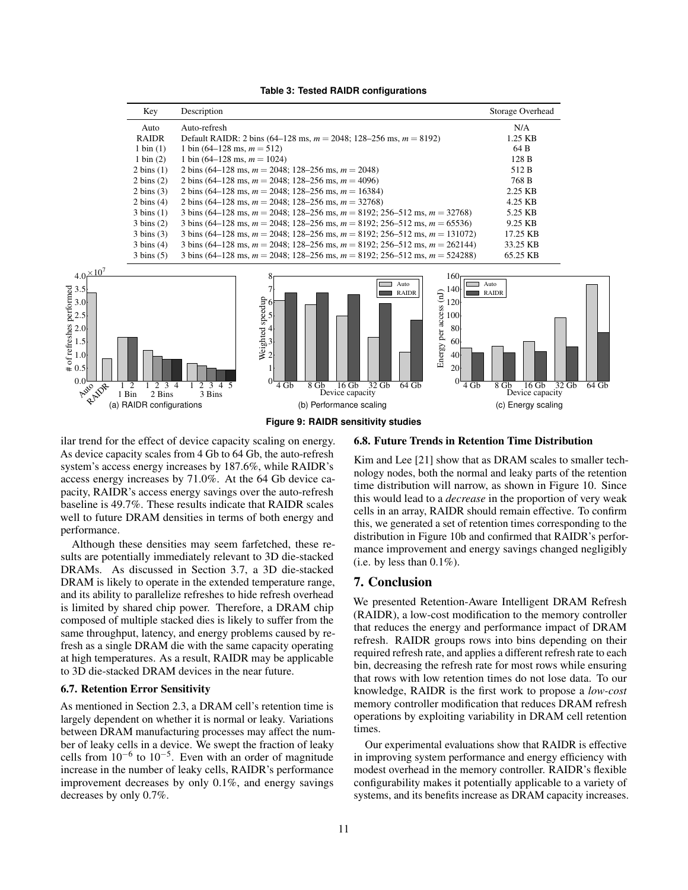**Table 3: Tested RAIDR configurations**

| Key | Description | Storage Overhead |
|---|---|---|
| Auto | Auto-refresh | N/A |
| RAIDR | Default RAIDR: 2 bins (64–128 ms, $m = 2048$; 128–256 ms, $m = 8192$) | 1.25 KB |
| 1 bin (1) | 1 bin (64–128 ms, $m = 512$) | 64 B |
| 1 bin (2) | 1 bin (64–128 ms, $m = 1024$) | 128 B |
| 2 bins (1) | 2 bins (64–128 ms, $m = 2048$; 128–256 ms, $m = 2048$) | 512 B |
| 2 bins (2) | 2 bins (64–128 ms, $m = 2048$; 128–256 ms, $m = 4096$) | 768 B |
| 2 bins (3) | 2 bins (64–128 ms, $m = 2048$; 128–256 ms, $m = 16384$) | 2.25 KB |
| 2 bins (4) | 2 bins (64–128 ms, $m = 2048$; 128–256 ms, $m = 32768$) | 4.25 KB |
| 3 bins (1) | 3 bins (64–128 ms, $m = 2048$; 128–256 ms, $m = 8192$; 256–512 ms, $m = 32768$) | 5.25 KB |
| 3 bins (2) | 3 bins (64–128 ms, $m = 2048$; 128–256 ms, $m = 8192$; 256–512 ms, $m = 65536$) | 9.25 KB |
| 3 bins (3) | 3 bins (64–128 ms, $m = 2048$; 128–256 ms, $m = 8192$; 256–512 ms, $m = 131072$) | 17.25 KB |
| 3 bins (4) | 3 bins (64–128 ms, $m = 2048$; 128–256 ms, $m = 8192$; 256–512 ms, $m = 262144$) | 33.25 KB |
| 3 bins (5) | 3 bins (64–128 ms, $m = 2048$; 128–256 ms, $m = 8192$; 256–512 ms, $m = 524288$) | 65.25 KB |

(a) RAIDR configurations (b) Performance scaling (c) Energy scaling

**Figure 9: RAIDR sensitivity studies**

ilar trend for the effect of device capacity scaling on energy. As device capacity scales from 4 Gb to 64 Gb, the auto-refresh system's access energy increases by 187.6%, while RAIDR's access energy increases by 71.0%. At the 64 Gb device capacity, RAIDR's access energy savings over the auto-refresh baseline is 49.7%. These results indicate that RAIDR scales well to future DRAM densities in terms of both energy and performance.

Although these densities may seem farfetched, these results are potentially immediately relevant to 3D die-stacked DRAMs. As discussed in Section 3.7, a 3D die-stacked DRAM is likely to operate in the extended temperature range, and its ability to parallelize refreshes to hide refresh overhead is limited by shared chip power. Therefore, a DRAM chip composed of multiple stacked dies is likely to suffer from the same throughput, latency, and energy problems caused by refresh as a single DRAM die with the same capacity operating at high temperatures. As a result, RAIDR may be applicable to 3D die-stacked DRAM devices in the near future.

### 6.7. Retention Error Sensitivity

As mentioned in Section 2.3, a DRAM cell's retention time is largely dependent on whether it is normal or leaky. Variations between DRAM manufacturing processes may affect the number of leaky cells in a device. We swept the fraction of leaky cells from $10^{-6}$ to $10^{-5}$. Even with an order of magnitude increase in the number of leaky cells, RAIDR's performance improvement decreases by only 0.1%, and energy savings decreases by only 0.7%.

### 6.8. Future Trends in Retention Time Distribution

Kim and Lee [21] show that as DRAM scales to smaller technology nodes, both the normal and leaky parts of the retention time distribution will narrow, as shown in Figure 10. Since this would lead to a *decrease* in the proportion of very weak cells in an array, RAIDR should remain effective. To confirm this, we generated a set of retention times corresponding to the distribution in Figure 10b and confirmed that RAIDR's performance improvement and energy savings changed negligibly (i.e. by less than 0.1%).

## 7. Conclusion

We presented Retention-Aware Intelligent DRAM Refresh (RAIDR), a low-cost modification to the memory controller that reduces the energy and performance impact of DRAM refresh. RAIDR groups rows into bins depending on their required refresh rate, and applies a different refresh rate to each bin, decreasing the refresh rate for most rows while ensuring that rows with low retention times do not lose data. To our knowledge, RAIDR is the first work to propose a *low-cost* memory controller modification that reduces DRAM refresh operations by exploiting variability in DRAM cell retention times.

Our experimental evaluations show that RAIDR is effective in improving system performance and energy efficiency with modest overhead in the memory controller. RAIDR's flexible configurability makes it potentially applicable to a variety of systems, and its benefits increase as DRAM capacity increases.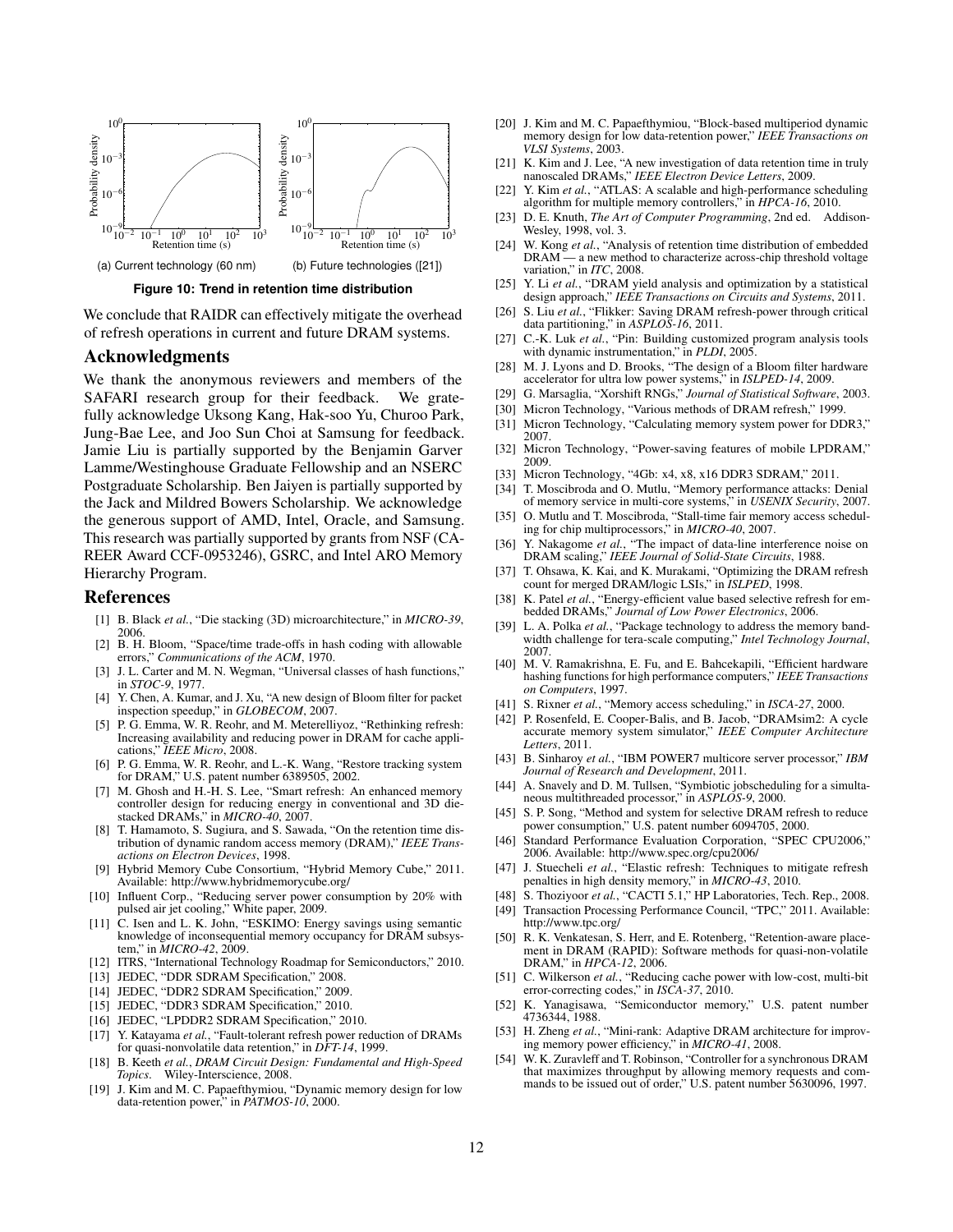Probability density

$10^0$

$10^{-3}$

$10^{-6}$

$10^{-9}$

$10^{-2}$ $10^{-1}$ $10^0$ $10^1$ $10^2$ $10^3$

Retention time (s)

(a) Current technology (60 nm)

Probability density

$10^0$

$10^{-3}$

$10^{-6}$

$10^{-9}$

$10^{-2}$ $10^{-1}$ $10^0$ $10^1$ $10^2$ $10^3$

Retention time (s)

(b) Future technologies ([21])

**Figure 10: Trend in retention time distribution**

We conclude that RAIDR can effectively mitigate the overhead of refresh operations in current and future DRAM systems.

## Acknowledgments

We thank the anonymous reviewers and members of the SAFARI research group for their feedback. We gratefully acknowledge Uksong Kang, Hak-soo Yu, Churoo Park, Jung-Bae Lee, and Joo Sun Choi at Samsung for feedback. Jamie Liu is partially supported by the Benjamin Garver Lamme/Westinghouse Graduate Fellowship and an NSERC Postgraduate Scholarship. Ben Jaiyen is partially supported by the Jack and Mildred Bowers Scholarship. We acknowledge the generous support of AMD, Intel, Oracle, and Samsung. This research was partially supported by grants from NSF (CAREER Award CCF-0953246), GSRC, and Intel ARO Memory Hierarchy Program.

## References

[1] B. Black *et al.*, "Die stacking (3D) microarchitecture," in *MICRO-39*, 2006.

[2] B. H. Bloom, "Space/time trade-offs in hash coding with allowable errors," *Communications of the ACM*, 1970.

[3] J. L. Carter and M. N. Wegman, "Universal classes of hash functions," in *STOC-9*, 1977.

[4] Y. Chen, A. Kumar, and J. Xu, "A new design of Bloom filter for packet inspection speedup," in *GLOBECOM*, 2007.

[5] P. G. Emma, W. R. Reohr, and M. Meterelliyoz, "Rethinking refresh: Increasing availability and reducing power in DRAM for cache applications," *IEEE Micro*, 2008.

[6] P. G. Emma, W. R. Reohr, and L.-K. Wang, "Restore tracking system for DRAM," U.S. patent number 6389505, 2002.

[7] M. Ghosh and H.-H. S. Lee, "Smart refresh: An enhanced memory controller design for reducing energy in conventional and 3D die-stacked DRAMs," in *MICRO-40*, 2007.

[8] T. Hamamoto, S. Sugiura, and S. Sawada, "On the retention time distribution of dynamic random access memory (DRAM)," *IEEE Transactions on Electron Devices*, 1998.

[9] Hybrid Memory Cube Consortium, "Hybrid Memory Cube," 2011. Available: http://www.hybridmemorycube.org/

[10] Influent Corp., "Reducing server power consumption by 20% with pulsed air jet cooling," White paper, 2009.

[11] C. Isen and L. K. John, "ESKIMO: Energy savings using semantic knowledge of inconsequential memory occupancy for DRAM subsystem," in *MICRO-42*, 2009.

[12] ITRS, "International Technology Roadmap for Semiconductors," 2010.

[13] JEDEC, "DDR SDRAM Specification," 2008.

[14] JEDEC, "DDR2 SDRAM Specification," 2009.

[15] JEDEC, "DDR3 SDRAM Specification," 2010.

[16] JEDEC, "LPDDR2 SDRAM Specification," 2010.

[17] Y. Katayama *et al.*, "Fault-tolerant refresh power reduction of DRAMs for quasi-nonvolatile data retention," in *DFT-14*, 1999.

[18] B. Keeth *et al.*, *DRAM Circuit Design: Fundamental and High-Speed Topics*. Wiley-Interscience, 2008.

[19] J. Kim and M. C. Papaefthymiou, "Dynamic memory design for low data-retention power," in *PATMOS-10*, 2000.

[20] J. Kim and M. C. Papaefthymiou, "Block-based multiperiod dynamic memory design for low data-retention power," *IEEE Transactions on VLSI Systems*, 2003.

[21] K. Kim and J. Lee, "A new investigation of data retention time in truly nanoscaled DRAMs," *IEEE Electron Device Letters*, 2009.

[22] Y. Kim *et al.*, "ATLAS: A scalable and high-performance scheduling algorithm for multiple memory controllers," in *HPCA-16*, 2010.

[23] D. E. Knuth, *The Art of Computer Programming*, 2nd ed. Addison-Wesley, 1998, vol. 3.

[24] W. Kong *et al.*, "Analysis of retention time distribution of embedded DRAM — a new method to characterize across-chip threshold voltage variation," in *ITC*, 2008.

[25] Y. Li *et al.*, "DRAM yield analysis and optimization by a statistical design approach," *IEEE Transactions on Circuits and Systems*, 2011.

[26] S. Liu *et al.*, "Flikker: Saving DRAM refresh-power through critical data partitioning," in *ASPLOS-16*, 2011.

[27] C.-K. Luk *et al.*, "Pin: Building customized program analysis tools with dynamic instrumentation," in *PLDI*, 2005.

[28] M. J. Lyons and D. Brooks, "The design of a Bloom filter hardware accelerator for ultra low power systems," in *ISLPED-14*, 2009.

[29] G. Marsaglia, "Xorshift RNGs," *Journal of Statistical Software*, 2003.

[30] Micron Technology, "Various methods of DRAM refresh," 1999.

[31] Micron Technology, "Calculating memory system power for DDR3," 2007.

[32] Micron Technology, "Power-saving features of mobile LPDRAM," 2009.

[33] Micron Technology, "4Gb: x4, x8, x16 DDR3 SDRAM," 2011.

[34] T. Moscibroda and O. Mutlu, "Memory performance attacks: Denial of memory service in multi-core systems," in *USENIX Security*, 2007.

[35] O. Mutlu and T. Moscibroda, "Stall-time fair memory access scheduling for chip multiprocessors," in *MICRO-40*, 2007.

[36] Y. Nakagome *et al.*, "The impact of data-line interference noise on DRAM scaling," *IEEE Journal of Solid-State Circuits*, 1988.

[37] T. Ohsawa, K. Kai, and K. Murakami, "Optimizing the DRAM refresh count for merged DRAM/logic LSIs," in *ISLPED*, 1998.

[38] K. Patel *et al.*, "Energy-efficient value based selective refresh for embedded DRAMs," *Journal of Low Power Electronics*, 2006.

[39] L. A. Polka *et al.*, "Package technology to address the memory bandwidth challenge for tera-scale computing," *Intel Technology Journal*, 2007.

[40] M. V. Ramakrishna, E. Fu, and E. Bahcekapili, "Efficient hardware hashing functions for high performance computers," *IEEE Transactions on Computers*, 1997.

[41] S. Rixner *et al.*, "Memory access scheduling," in *ISCA-27*, 2000.

[42] P. Rosenfeld, E. Cooper-Balis, and B. Jacob, "DRAMsim2: A cycle accurate memory system simulator," *IEEE Computer Architecture Letters*, 2011.

[43] B. Sinharoy *et al.*, "IBM POWER7 multicore server processor," *IBM Journal of Research and Development*, 2011.

[44] A. Snavely and D. M. Tullsen, "Symbiotic jobscheduling for a simultaneous multithreaded processor," in *ASPLOS-9*, 2000.

[45] S. P. Song, "Method and system for selective DRAM refresh to reduce power consumption," U.S. patent number 6094705, 2000.

[46] Standard Performance Evaluation Corporation, "SPEC CPU2006," 2006. Available: http://www.spec.org/cpu2006/

[47] J. Stuecheli *et al.*, "Elastic refresh: Techniques to mitigate refresh penalties in high density memory," in *MICRO-43*, 2010.

[48] S. Thoziyoor *et al.*, "CACTI 5.1," HP Laboratories, Tech. Rep., 2008.

[49] Transaction Processing Performance Council, "TPC," 2011. Available: http://www.tpc.org/

[50] R. K. Venkatesan, S. Herr, and E. Rotenberg, "Retention-aware placement in DRAM (RAPID): Software methods for quasi-non-volatile DRAM," in *HPCA-12*, 2006.

[51] C. Wilkerson *et al.*, "Reducing cache power with low-cost, multi-bit error-correcting codes," in *ISCA-37*, 2010.

[52] K. Yanagisawa, "Semiconductor memory," U.S. patent number 4736344, 1988.

[53] H. Zheng *et al.*, "Mini-rank: Adaptive DRAM architecture for improving memory power efficiency," in *MICRO-41*, 2008.

[54] W. K. Zuravleff and T. Robinson, "Controller for a synchronous DRAM that maximizes throughput by allowing memory requests and commands to be issued out of order," U.S. patent number 5630096, 1997.